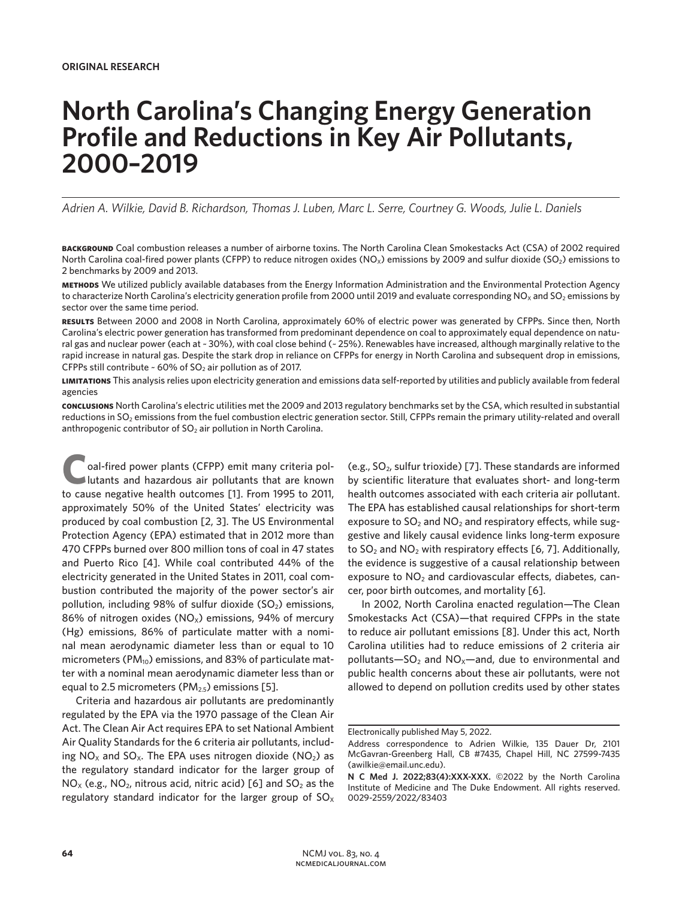**ORIGINAL RESEARCH**

# North Carolina's Changing Energy Generation Profile and Reductions in Key Air Pollutants, 2000–2019

*Adrien A. Wilkie, David B. Richardson, Thomas J. Luben, Marc L. Serre, Courtney G. Woods, Julie L. Daniels*

**BACKGROUND** Coal combustion releases a number of airborne toxins. The North Carolina Clean Smokestacks Act (CSA) of 2002 required North Carolina coal-fired power plants (CFPP) to reduce nitrogen oxides ($NO_X$) emissions by 2009 and sulfur dioxide ($SO_2$) emissions to 2 benchmarks by 2009 and 2013.

**METHODS** We utilized publicly available databases from the Energy Information Administration and the Environmental Protection Agency to characterize North Carolina's electricity generation profile from 2000 until 2019 and evaluate corresponding $NO_X$ and $SO_2$ emissions by sector over the same time period.

**RESULTS** Between 2000 and 2008 in North Carolina, approximately 60% of electric power was generated by CFPPs. Since then, North Carolina's electric power generation has transformed from predominant dependence on coal to approximately equal dependence on natural gas and nuclear power (each at ~ 30%), with coal close behind (~ 25%). Renewables have increased, although marginally relative to the rapid increase in natural gas. Despite the stark drop in reliance on CFPPs for energy in North Carolina and subsequent drop in emissions, CFPPs still contribute ~ 60% of $SO_2$ air pollution as of 2017.

**LIMITATIONS** This analysis relies upon electricity generation and emissions data self-reported by utilities and publicly available from federal agencies

**CONCLUSIONS** North Carolina's electric utilities met the 2009 and 2013 regulatory benchmarks set by the CSA, which resulted in substantial reductions in $SO_2$ emissions from the fuel combustion electric generation sector. Still, CFPPs remain the primary utility-related and overall anthropogenic contributor of $SO_2$ air pollution in North Carolina.

Coal-fired power plants (CFPP) emit many criteria pollutants and hazardous air pollutants that are known to cause negative health outcomes [1]. From 1995 to 2011, approximately 50% of the United States' electricity was produced by coal combustion [2, 3]. The US Environmental Protection Agency (EPA) estimated that in 2012 more than 470 CFPPs burned over 800 million tons of coal in 47 states and Puerto Rico [4]. While coal contributed 44% of the electricity generated in the United States in 2011, coal combustion contributed the majority of the power sector's air pollution, including 98% of sulfur dioxide ($SO_2$) emissions, 86% of nitrogen oxides ($NO_X$) emissions, 94% of mercury (Hg) emissions, 86% of particulate matter with a nominal mean aerodynamic diameter less than or equal to 10 micrometers ($PM_{10}$) emissions, and 83% of particulate matter with a nominal mean aerodynamic diameter less than or equal to 2.5 micrometers ($PM_{2.5}$) emissions [5].

Criteria and hazardous air pollutants are predominantly regulated by the EPA via the 1970 passage of the Clean Air Act. The Clean Air Act requires EPA to set National Ambient Air Quality Standards for the 6 criteria air pollutants, including $NO_X$ and $SO_X$. The EPA uses nitrogen dioxide ($NO_2$) as the regulatory standard indicator for the larger group of $NO_X$ (e.g., $NO_2$, nitrous acid, nitric acid) [6] and $SO_2$ as the regulatory standard indicator for the larger group of $SO_X$ (e.g., $SO_2$, sulfur trioxide) [7]. These standards are informed by scientific literature that evaluates short- and long-term health outcomes associated with each criteria air pollutant. The EPA has established causal relationships for short-term exposure to $SO_2$ and $NO_2$ and respiratory effects, while suggestive and likely causal evidence links long-term exposure to $SO_2$ and $NO_2$ with respiratory effects [6, 7]. Additionally, the evidence is suggestive of a causal relationship between exposure to $NO_2$ and cardiovascular effects, diabetes, cancer, poor birth outcomes, and mortality [6].

In 2002, North Carolina enacted regulation—The Clean Smokestacks Act (CSA)—that required CFPPs in the state to reduce air pollutant emissions [8]. Under this act, North Carolina utilities had to reduce emissions of 2 criteria air pollutants—$SO_2$ and $NO_X$—and, due to environmental and public health concerns about these air pollutants, were not allowed to depend on pollution credits used by other states

Electronically published May 5, 2022.

Address correspondence to Adrien Wilkie, 135 Dauer Dr, 2101 McGavran-Greenberg Hall, CB #7435, Chapel Hill, NC 27599-7435 (awilkie@email.unc.edu).

**N C Med J. 2022;83(4):XXX-XXX.** ©2022 by the North Carolina Institute of Medicine and The Duke Endowment. All rights reserved. 0029-2559/2022/83403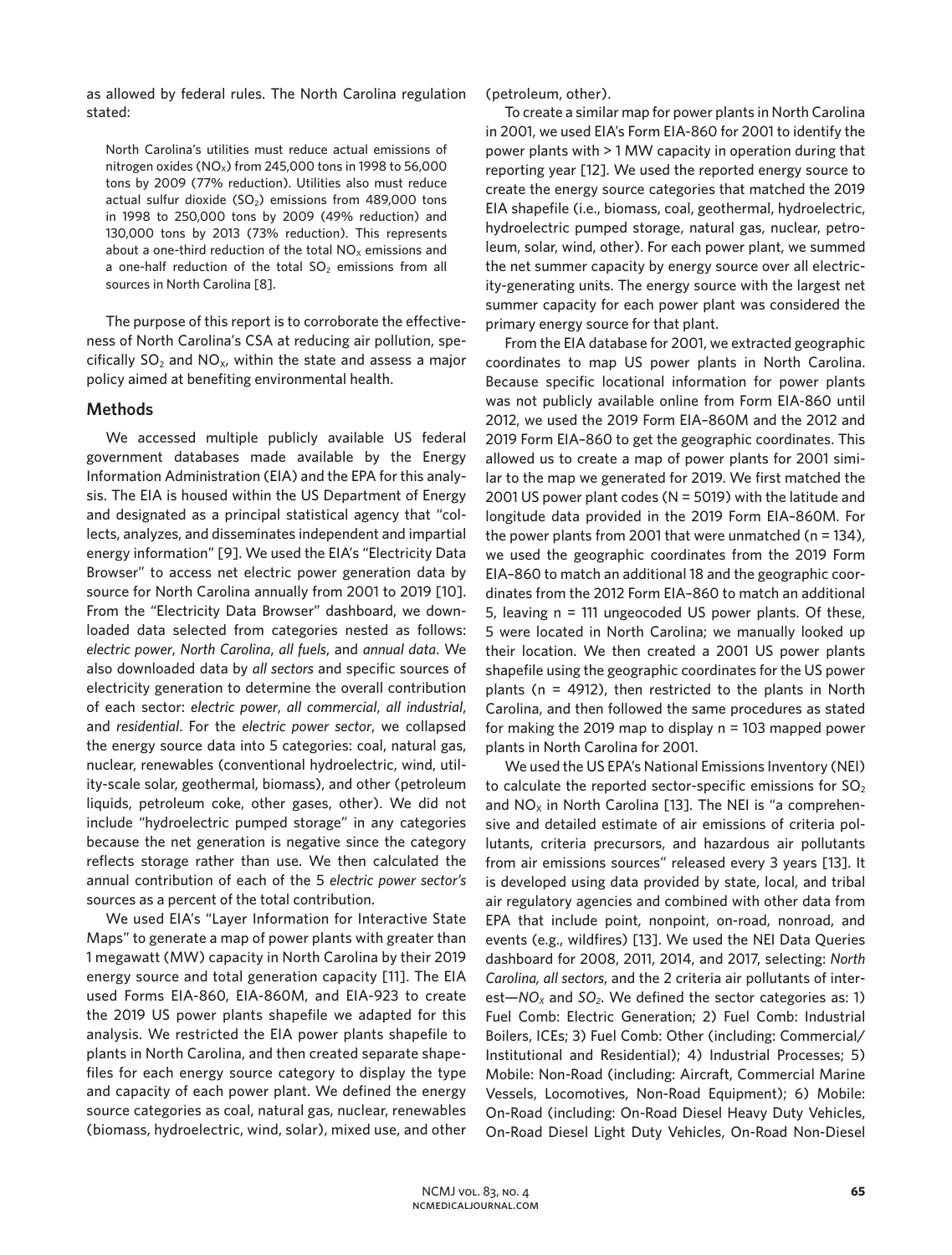as allowed by federal rules. The North Carolina regulation stated:

> North Carolina's utilities must reduce actual emissions of nitrogen oxides ($NO_X$) from 245,000 tons in 1998 to 56,000 tons by 2009 (77% reduction). Utilities also must reduce actual sulfur dioxide ($SO_2$) emissions from 489,000 tons in 1998 to 250,000 tons by 2009 (49% reduction) and 130,000 tons by 2013 (73% reduction). This represents about a one-third reduction of the total $NO_X$ emissions and a one-half reduction of the total $SO_2$ emissions from all sources in North Carolina [8].

The purpose of this report is to corroborate the effectiveness of North Carolina's CSA at reducing air pollution, specifically $SO_2$ and $NO_X$, within the state and assess a major policy aimed at benefiting environmental health.

## Methods

We accessed multiple publicly available US federal government databases made available by the Energy Information Administration (EIA) and the EPA for this analysis. The EIA is housed within the US Department of Energy and designated as a principal statistical agency that "collects, analyzes, and disseminates independent and impartial energy information" [9]. We used the EIA's "Electricity Data Browser" to access net electric power generation data by source for North Carolina annually from 2001 to 2019 [10]. From the "Electricity Data Browser" dashboard, we downloaded data selected from categories nested as follows: *electric power*, *North Carolina*, *all fuels*, and *annual data*. We also downloaded data by *all sectors* and specific sources of electricity generation to determine the overall contribution of each sector: *electric power*, *all commercial*, *all industrial*, and *residential*. For the *electric power sector*, we collapsed the energy source data into 5 categories: coal, natural gas, nuclear, renewables (conventional hydroelectric, wind, utility-scale solar, geothermal, biomass), and other (petroleum liquids, petroleum coke, other gases, other). We did not include "hydroelectric pumped storage" in any categories because the net generation is negative since the category reflects storage rather than use. We then calculated the annual contribution of each of the 5 *electric power sector's* sources as a percent of the total contribution.

We used EIA's "Layer Information for Interactive State Maps" to generate a map of power plants with greater than 1 megawatt (MW) capacity in North Carolina by their 2019 energy source and total generation capacity [11]. The EIA used Forms EIA-860, EIA-860M, and EIA-923 to create the 2019 US power plants shapefile we adapted for this analysis. We restricted the EIA power plants shapefile to plants in North Carolina, and then created separate shapefiles for each energy source category to display the type and capacity of each power plant. We defined the energy source categories as coal, natural gas, nuclear, renewables (biomass, hydroelectric, wind, solar), mixed use, and other (petroleum, other).

To create a similar map for power plants in North Carolina in 2001, we used EIA's Form EIA-860 for 2001 to identify the power plants with > 1 MW capacity in operation during that reporting year [12]. We used the reported energy source to create the energy source categories that matched the 2019 EIA shapefile (i.e., biomass, coal, geothermal, hydroelectric, hydroelectric pumped storage, natural gas, nuclear, petroleum, solar, wind, other). For each power plant, we summed the net summer capacity by energy source over all electricity-generating units. The energy source with the largest net summer capacity for each power plant was considered the primary energy source for that plant.

From the EIA database for 2001, we extracted geographic coordinates to map US power plants in North Carolina. Because specific locational information for power plants was not publicly available online from Form EIA-860 until 2012, we used the 2019 Form EIA–860M and the 2012 and 2019 Form EIA–860 to get the geographic coordinates. This allowed us to create a map of power plants for 2001 similar to the map we generated for 2019. We first matched the 2001 US power plant codes (N = 5019) with the latitude and longitude data provided in the 2019 Form EIA–860M. For the power plants from 2001 that were unmatched (n = 134), we used the geographic coordinates from the 2019 Form EIA–860 to match an additional 18 and the geographic coordinates from the 2012 Form EIA–860 to match an additional 5, leaving n = 111 ungeocoded US power plants. Of these, 5 were located in North Carolina; we manually looked up their location. We then created a 2001 US power plants shapefile using the geographic coordinates for the US power plants (n = 4912), then restricted to the plants in North Carolina, and then followed the same procedures as stated for making the 2019 map to display n = 103 mapped power plants in North Carolina for 2001.

We used the US EPA's National Emissions Inventory (NEI) to calculate the reported sector-specific emissions for $SO_2$ and $NO_X$ in North Carolina [13]. The NEI is "a comprehensive and detailed estimate of air emissions of criteria pollutants, criteria precursors, and hazardous air pollutants from air emissions sources" released every 3 years [13]. It is developed using data provided by state, local, and tribal air regulatory agencies and combined with other data from EPA that include point, nonpoint, on-road, nonroad, and events (e.g., wildfires) [13]. We used the NEI Data Queries dashboard for 2008, 2011, 2014, and 2017, selecting: *North Carolina, all sectors*, and the 2 criteria air pollutants of interest—*$NO_X$* and *$SO_2$*. We defined the sector categories as: 1) Fuel Comb: Electric Generation; 2) Fuel Comb: Industrial Boilers, ICEs; 3) Fuel Comb: Other (including: Commercial/Institutional and Residential); 4) Industrial Processes; 5) Mobile: Non-Road (including: Aircraft, Commercial Marine Vessels, Locomotives, Non-Road Equipment); 6) Mobile: On-Road (including: On-Road Diesel Heavy Duty Vehicles, On-Road Diesel Light Duty Vehicles, On-Road Non-Diesel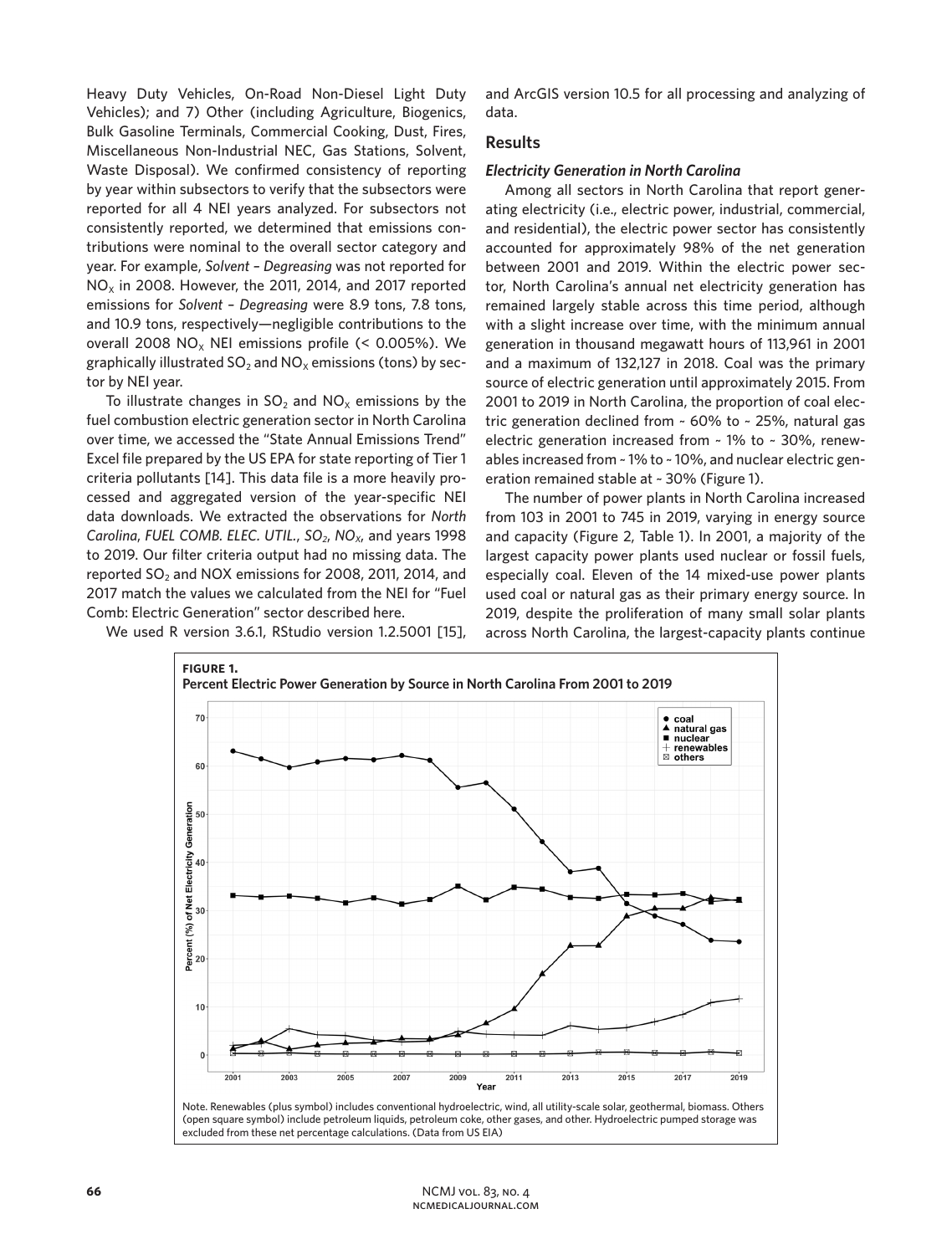Heavy Duty Vehicles, On-Road Non-Diesel Light Duty Vehicles); and 7) Other (including Agriculture, Biogenics, Bulk Gasoline Terminals, Commercial Cooking, Dust, Fires, Miscellaneous Non-Industrial NEC, Gas Stations, Solvent, Waste Disposal). We confirmed consistency of reporting by year within subsectors to verify that the subsectors were reported for all 4 NEI years analyzed. For subsectors not consistently reported, we determined that emissions contributions were nominal to the overall sector category and year. For example, *Solvent – Degreasing* was not reported for $NO_X$ in 2008. However, the 2011, 2014, and 2017 reported emissions for *Solvent – Degreasing* were 8.9 tons, 7.8 tons, and 10.9 tons, respectively—negligible contributions to the overall 2008 $NO_X$ NEI emissions profile (< 0.005%). We graphically illustrated $SO_2$ and $NO_X$ emissions (tons) by sector by NEI year.

To illustrate changes in $SO_2$ and $NO_X$ emissions by the fuel combustion electric generation sector in North Carolina over time, we accessed the "State Annual Emissions Trend" Excel file prepared by the US EPA for state reporting of Tier 1 criteria pollutants [14]. This data file is a more heavily processed and aggregated version of the year-specific NEI data downloads. We extracted the observations for *North Carolina*, *FUEL COMB. ELEC. UTIL.*, *$SO_2$*, *$NO_X$*, and years 1998 to 2019. Our filter criteria output had no missing data. The reported $SO_2$ and NOX emissions for 2008, 2011, 2014, and 2017 match the values we calculated from the NEI for "Fuel Comb: Electric Generation" sector described here.

We used R version 3.6.1, RStudio version 1.2.5001 [15], and ArcGIS version 10.5 for all processing and analyzing of data.

## Results

### *Electricity Generation in North Carolina*

Among all sectors in North Carolina that report generating electricity (i.e., electric power, industrial, commercial, and residential), the electric power sector has consistently accounted for approximately 98% of the net generation between 2001 and 2019. Within the electric power sector, North Carolina's annual net electricity generation has remained largely stable across this time period, although with a slight increase over time, with the minimum annual generation in thousand megawatt hours of 113,961 in 2001 and a maximum of 132,127 in 2018. Coal was the primary source of electric generation until approximately 2015. From 2001 to 2019 in North Carolina, the proportion of coal electric generation declined from ~ 60% to ~ 25%, natural gas electric generation increased from ~ 1% to ~ 30%, renewables increased from ~ 1% to ~ 10%, and nuclear electric generation remained stable at ~ 30% (Figure 1).

The number of power plants in North Carolina increased from 103 in 2001 to 745 in 2019, varying in energy source and capacity (Figure 2, Table 1). In 2001, a majority of the largest capacity power plants used nuclear or fossil fuels, especially coal. Eleven of the 14 mixed-use power plants used coal or natural gas as their primary energy source. In 2019, despite the proliferation of many small solar plants across North Carolina, the largest-capacity plants continue

**FIGURE 1.**
**Percent Electric Power Generation by Source in North Carolina From 2001 to 2019**

Note. Renewables (plus symbol) includes conventional hydroelectric, wind, all utility-scale solar, geothermal, biomass. Others (open square symbol) include petroleum liquids, petroleum coke, other gases, and other. Hydroelectric pumped storage was excluded from these net percentage calculations. (Data from US EIA)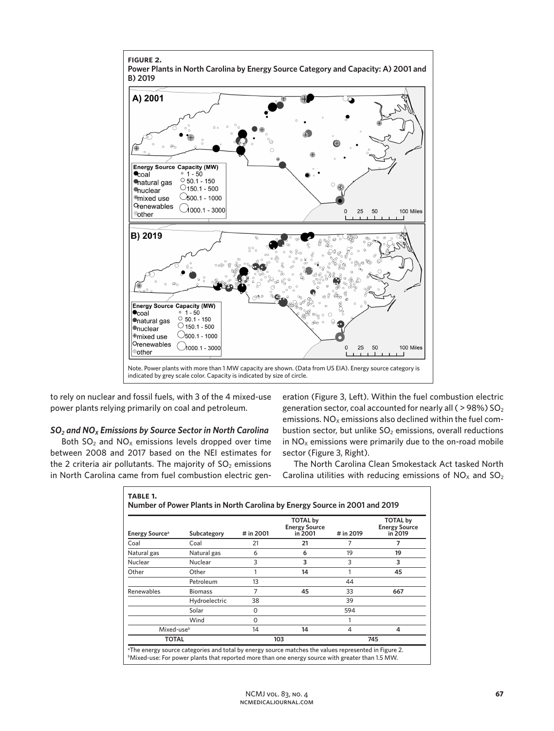**FIGURE 2.**
**Power Plants in North Carolina by Energy Source Category and Capacity: A) 2001 and B) 2019**

Note. Power plants with more than 1 MW capacity are shown. (Data from US EIA). Energy source category is indicated by grey scale color. Capacity is indicated by size of circle.

to rely on nuclear and fossil fuels, with 3 of the 4 mixed-use power plants relying primarily on coal and petroleum.

### *$SO_2$ and $NO_X$ Emissions by Source Sector in North Carolina*

Both $SO_2$ and $NO_X$ emissions levels dropped over time between 2008 and 2017 based on the NEI estimates for the 2 criteria air pollutants. The majority of $SO_2$ emissions in North Carolina came from fuel combustion electric generation (Figure 3, Left). Within the fuel combustion electric generation sector, coal accounted for nearly all ( > 98%) $SO_2$ emissions. $NO_X$ emissions also declined within the fuel combustion sector, but unlike $SO_2$ emissions, overall reductions in $NO_X$ emissions were primarily due to the on-road mobile sector (Figure 3, Right).

The North Carolina Clean Smokestack Act tasked North Carolina utilities with reducing emissions of $NO_X$ and $SO_2$

**TABLE 1.**
**Number of Power Plants in North Carolina by Energy Source in 2001 and 2019**

| Energy Source[a] | Subcategory | # in 2001 | TOTAL by Energy Source in 2001 | # in 2019 | TOTAL by Energy Source in 2019 |
|---|---|---|---|---|---|
| Coal | Coal | 21 | **21** | 7 | **7** |
| Natural gas | Natural gas | 6 | **6** | 19 | **19** |
| Nuclear | Nuclear | 3 | **3** | 3 | **3** |
| Other | Other | 1 | **14** | 1 | **45** |
| | Petroleum | 13 | | 44 | |
| Renewables | Biomass | 7 | **45** | 33 | **667** |
| | Hydroelectric | 38 | | 39 | |
| | Solar | 0 | | 594 | |
| | Wind | 0 | | 1 | |
| Mixed-use[b] | | 14 | **14** | 4 | **4** |
| **TOTAL** | | | 103 | | 745 |

[a]The energy source categories and total by energy source matches the values represented in Figure 2.
[b]Mixed-use: For power plants that reported more than one energy source with greater than 1.5 MW.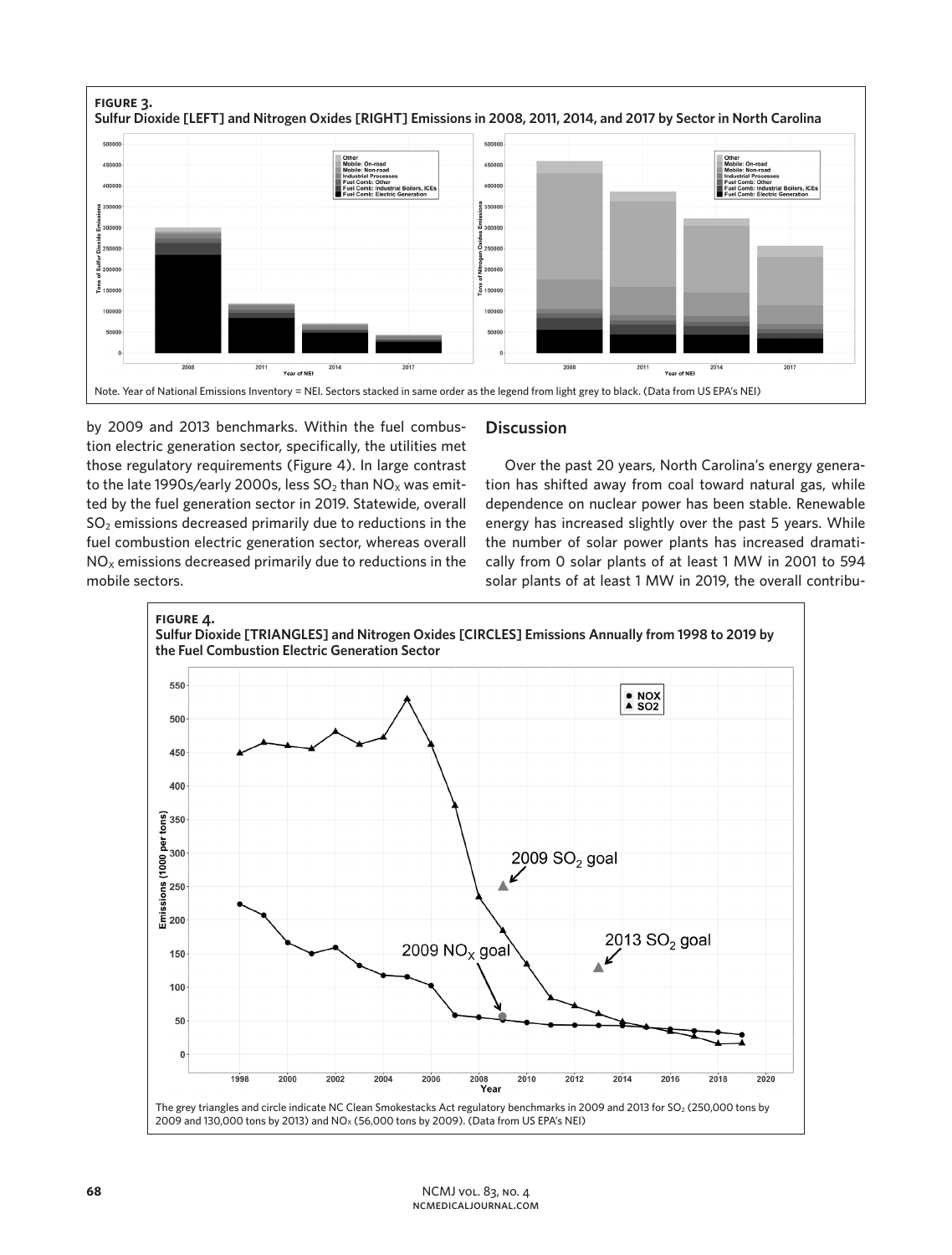**FIGURE 3.**
**Sulfur Dioxide [LEFT] and Nitrogen Oxides [RIGHT] Emissions in 2008, 2011, 2014, and 2017 by Sector in North Carolina**

Note. Year of National Emissions Inventory = NEI. Sectors stacked in same order as the legend from light grey to black. (Data from US EPA's NEI)

by 2009 and 2013 benchmarks. Within the fuel combustion electric generation sector, specifically, the utilities met those regulatory requirements (Figure 4). In large contrast to the late 1990s/early 2000s, less $SO_2$ than $NO_X$ was emitted by the fuel generation sector in 2019. Statewide, overall $SO_2$ emissions decreased primarily due to reductions in the fuel combustion electric generation sector, whereas overall $NO_X$ emissions decreased primarily due to reductions in the mobile sectors.

## Discussion

Over the past 20 years, North Carolina's energy generation has shifted away from coal toward natural gas, while dependence on nuclear power has been stable. Renewable energy has increased slightly over the past 5 years. While the number of solar power plants has increased dramatically from 0 solar plants of at least 1 MW in 2001 to 594 solar plants of at least 1 MW in 2019, the overall contribu-

**FIGURE 4.**
**Sulfur Dioxide [TRIANGLES] and Nitrogen Oxides [CIRCLES] Emissions Annually from 1998 to 2019 by the Fuel Combustion Electric Generation Sector**

The grey triangles and circle indicate NC Clean Smokestacks Act regulatory benchmarks in 2009 and 2013 for $SO_2$ (250,000 tons by 2009 and 130,000 tons by 2013) and $NO_X$ (56,000 tons by 2009). (Data from US EPA's NEI)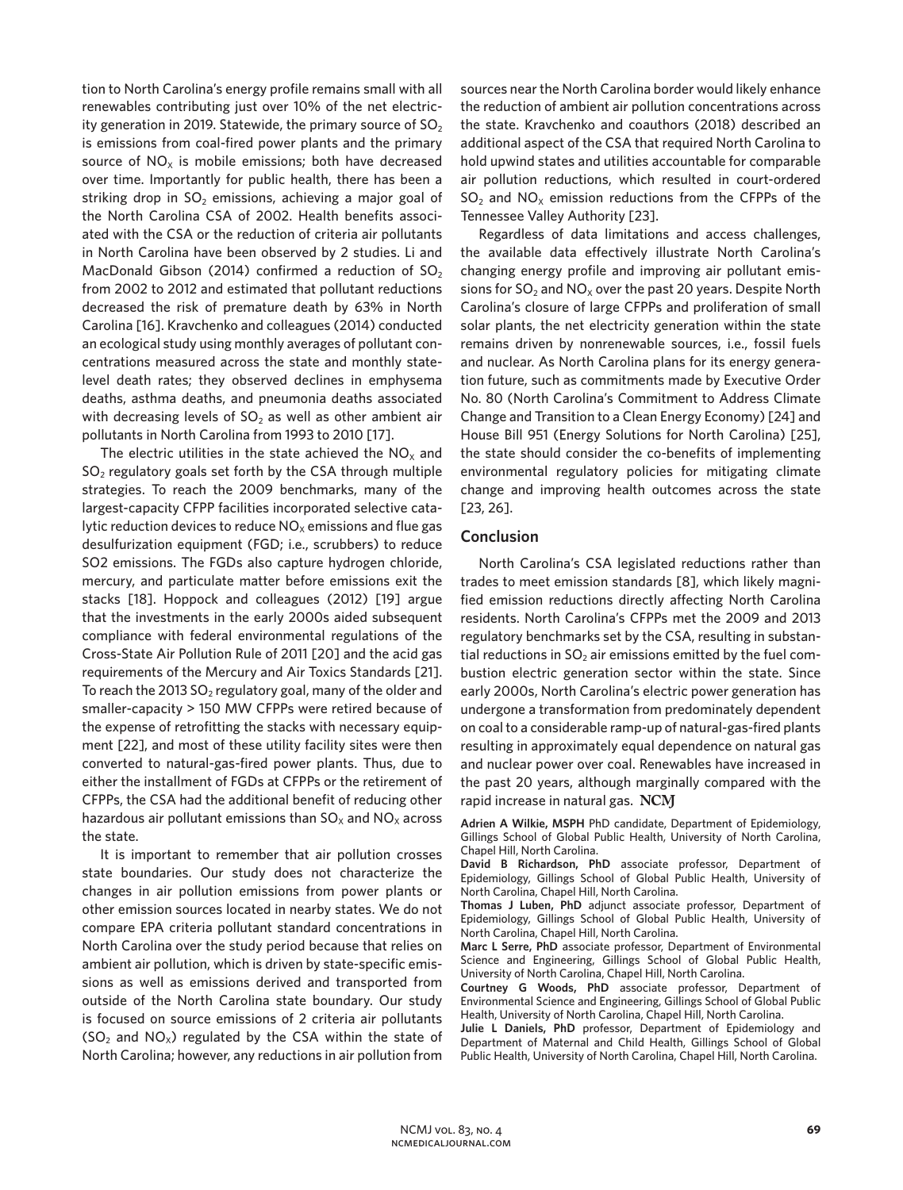tion to North Carolina's energy profile remains small with all renewables contributing just over 10% of the net electricity generation in 2019. Statewide, the primary source of $SO_2$ is emissions from coal-fired power plants and the primary source of $NO_X$ is mobile emissions; both have decreased over time. Importantly for public health, there has been a striking drop in $SO_2$ emissions, achieving a major goal of the North Carolina CSA of 2002. Health benefits associated with the CSA or the reduction of criteria air pollutants in North Carolina have been observed by 2 studies. Li and MacDonald Gibson (2014) confirmed a reduction of $SO_2$ from 2002 to 2012 and estimated that pollutant reductions decreased the risk of premature death by 63% in North Carolina [16]. Kravchenko and colleagues (2014) conducted an ecological study using monthly averages of pollutant concentrations measured across the state and monthly state-level death rates; they observed declines in emphysema deaths, asthma deaths, and pneumonia deaths associated with decreasing levels of $SO_2$ as well as other ambient air pollutants in North Carolina from 1993 to 2010 [17].

The electric utilities in the state achieved the $NO_X$ and $SO_2$ regulatory goals set forth by the CSA through multiple strategies. To reach the 2009 benchmarks, many of the largest-capacity CFPP facilities incorporated selective catalytic reduction devices to reduce $NO_X$ emissions and flue gas desulfurization equipment (FGD; i.e., scrubbers) to reduce SO2 emissions. The FGDs also capture hydrogen chloride, mercury, and particulate matter before emissions exit the stacks [18]. Hoppock and colleagues (2012) [19] argue that the investments in the early 2000s aided subsequent compliance with federal environmental regulations of the Cross-State Air Pollution Rule of 2011 [20] and the acid gas requirements of the Mercury and Air Toxics Standards [21]. To reach the 2013 $SO_2$ regulatory goal, many of the older and smaller-capacity > 150 MW CFPPs were retired because of the expense of retrofitting the stacks with necessary equipment [22], and most of these utility facility sites were then converted to natural-gas-fired power plants. Thus, due to either the installment of FGDs at CFPPs or the retirement of CFPPs, the CSA had the additional benefit of reducing other hazardous air pollutant emissions than $SO_X$ and $NO_X$ across the state.

It is important to remember that air pollution crosses state boundaries. Our study does not characterize the changes in air pollution emissions from power plants or other emission sources located in nearby states. We do not compare EPA criteria pollutant standard concentrations in North Carolina over the study period because that relies on ambient air pollution, which is driven by state-specific emissions as well as emissions derived and transported from outside of the North Carolina state boundary. Our study is focused on source emissions of 2 criteria air pollutants ($SO_2$ and $NO_X$) regulated by the CSA within the state of North Carolina; however, any reductions in air pollution from sources near the North Carolina border would likely enhance the reduction of ambient air pollution concentrations across the state. Kravchenko and coauthors (2018) described an additional aspect of the CSA that required North Carolina to hold upwind states and utilities accountable for comparable air pollution reductions, which resulted in court-ordered $SO_2$ and $NO_X$ emission reductions from the CFPPs of the Tennessee Valley Authority [23].

Regardless of data limitations and access challenges, the available data effectively illustrate North Carolina's changing energy profile and improving air pollutant emissions for $SO_2$ and $NO_X$ over the past 20 years. Despite North Carolina's closure of large CFPPs and proliferation of small solar plants, the net electricity generation within the state remains driven by nonrenewable sources, i.e., fossil fuels and nuclear. As North Carolina plans for its energy generation future, such as commitments made by Executive Order No. 80 (North Carolina's Commitment to Address Climate Change and Transition to a Clean Energy Economy) [24] and House Bill 951 (Energy Solutions for North Carolina) [25], the state should consider the co-benefits of implementing environmental regulatory policies for mitigating climate change and improving health outcomes across the state [23, 26].

## Conclusion

North Carolina's CSA legislated reductions rather than trades to meet emission standards [8], which likely magnified emission reductions directly affecting North Carolina residents. North Carolina's CFPPs met the 2009 and 2013 regulatory benchmarks set by the CSA, resulting in substantial reductions in $SO_2$ air emissions emitted by the fuel combustion electric generation sector within the state. Since early 2000s, North Carolina's electric power generation has undergone a transformation from predominately dependent on coal to a considerable ramp-up of natural-gas-fired plants resulting in approximately equal dependence on natural gas and nuclear power over coal. Renewables have increased in the past 20 years, although marginally compared with the rapid increase in natural gas. NCMJ

**Adrien A Wilkie, MSPH** PhD candidate, Department of Epidemiology, Gillings School of Global Public Health, University of North Carolina, Chapel Hill, North Carolina.

**David B Richardson, PhD** associate professor, Department of Epidemiology, Gillings School of Global Public Health, University of North Carolina, Chapel Hill, North Carolina.

**Thomas J Luben, PhD** adjunct associate professor, Department of Epidemiology, Gillings School of Global Public Health, University of North Carolina, Chapel Hill, North Carolina.

**Marc L Serre, PhD** associate professor, Department of Environmental Science and Engineering, Gillings School of Global Public Health, University of North Carolina, Chapel Hill, North Carolina.

**Courtney G Woods, PhD** associate professor, Department of Environmental Science and Engineering, Gillings School of Global Public Health, University of North Carolina, Chapel Hill, North Carolina.

**Julie L Daniels, PhD** professor, Department of Epidemiology and Department of Maternal and Child Health, Gillings School of Global Public Health, University of North Carolina, Chapel Hill, North Carolina.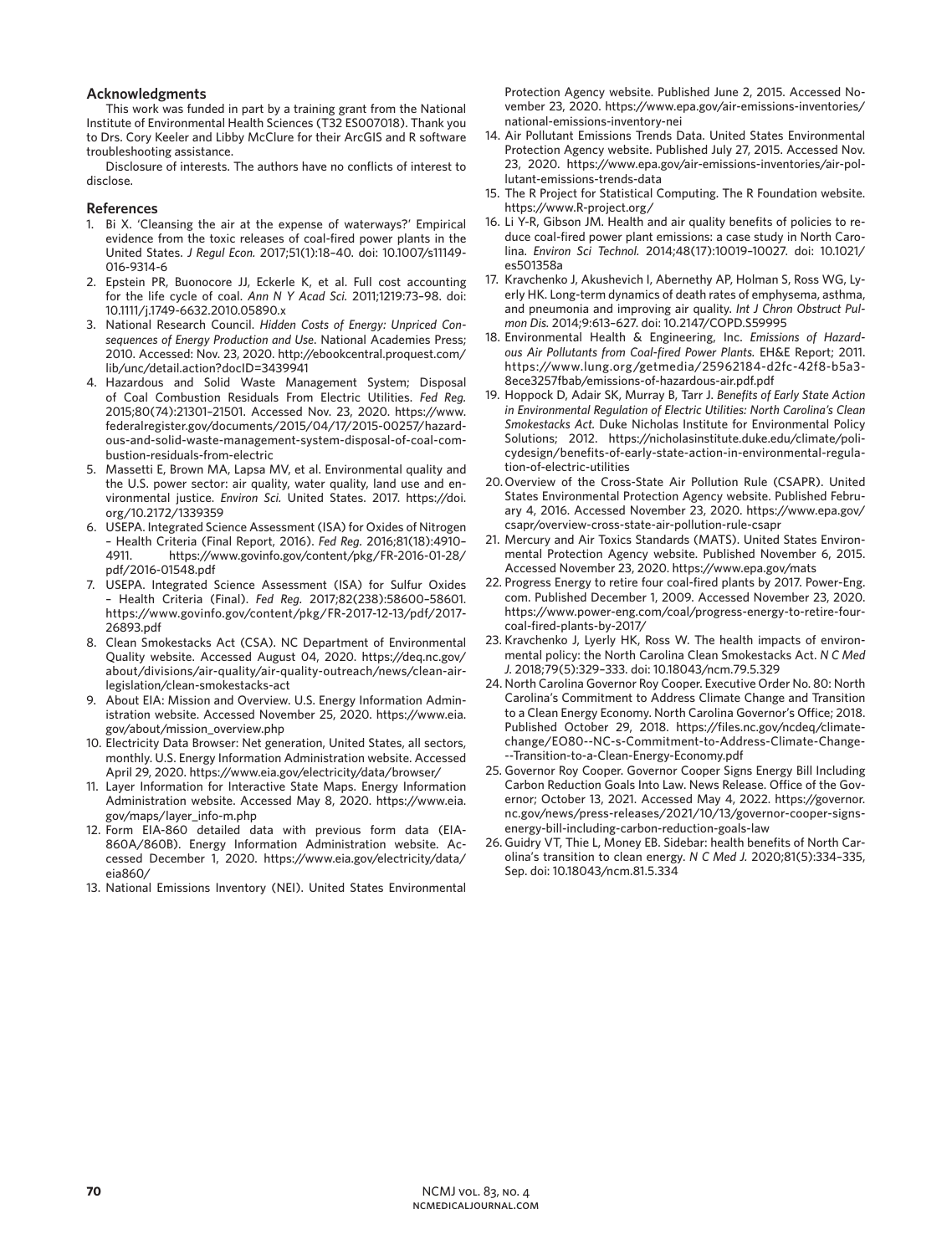## Acknowledgments

This work was funded in part by a training grant from the National Institute of Environmental Health Sciences (T32 ES007018). Thank you to Drs. Cory Keeler and Libby McClure for their ArcGIS and R software troubleshooting assistance.

Disclosure of interests. The authors have no conflicts of interest to disclose.

## References

1. Bi X. 'Cleansing the air at the expense of waterways?' Empirical evidence from the toxic releases of coal-fired power plants in the United States. *J Regul Econ.* 2017;51(1):18–40. doi: 10.1007/s11149-016-9314-6
2. Epstein PR, Buonocore JJ, Eckerle K, et al. Full cost accounting for the life cycle of coal. *Ann N Y Acad Sci.* 2011;1219:73–98. doi: 10.1111/j.1749-6632.2010.05890.x
3. National Research Council. *Hidden Costs of Energy: Unpriced Consequences of Energy Production and Use.* National Academies Press; 2010. Accessed: Nov. 23, 2020. http://ebookcentral.proquest.com/lib/unc/detail.action?docID=3439941
4. Hazardous and Solid Waste Management System; Disposal of Coal Combustion Residuals From Electric Utilities. *Fed Reg.* 2015;80(74):21301–21501. Accessed Nov. 23, 2020. https://www.federalregister.gov/documents/2015/04/17/2015-00257/hazardous-and-solid-waste-management-system-disposal-of-coal-combustion-residuals-from-electric
5. Massetti E, Brown MA, Lapsa MV, et al. Environmental quality and the U.S. power sector: air quality, water quality, land use and environmental justice. *Environ Sci.* United States. 2017. https://doi.org/10.2172/1339359
6. USEPA. Integrated Science Assessment (ISA) for Oxides of Nitrogen – Health Criteria (Final Report, 2016). *Fed Reg.* 2016;81(18):4910–4911. https://www.govinfo.gov/content/pkg/FR-2016-01-28/pdf/2016-01548.pdf
7. USEPA. Integrated Science Assessment (ISA) for Sulfur Oxides – Health Criteria (Final). *Fed Reg.* 2017;82(238):58600–58601. https://www.govinfo.gov/content/pkg/FR-2017-12-13/pdf/2017-26893.pdf
8. Clean Smokestacks Act (CSA). NC Department of Environmental Quality website. Accessed August 04, 2020. https://deq.nc.gov/about/divisions/air-quality/air-quality-outreach/news/clean-air-legislation/clean-smokestacks-act
9. About EIA: Mission and Overview. U.S. Energy Information Administration website. Accessed November 25, 2020. https://www.eia.gov/about/mission_overview.php
10. Electricity Data Browser: Net generation, United States, all sectors, monthly. U.S. Energy Information Administration website. Accessed April 29, 2020. https://www.eia.gov/electricity/data/browser/
11. Layer Information for Interactive State Maps. Energy Information Administration website. Accessed May 8, 2020. https://www.eia.gov/maps/layer_info-m.php
12. Form EIA-860 detailed data with previous form data (EIA-860A/860B). Energy Information Administration website. Accessed December 1, 2020. https://www.eia.gov/electricity/data/eia860/
13. National Emissions Inventory (NEI). United States Environmental Protection Agency website. Published June 2, 2015. Accessed November 23, 2020. https://www.epa.gov/air-emissions-inventories/national-emissions-inventory-nei
14. Air Pollutant Emissions Trends Data. United States Environmental Protection Agency website. Published July 27, 2015. Accessed Nov. 23, 2020. https://www.epa.gov/air-emissions-inventories/air-pollutant-emissions-trends-data
15. The R Project for Statistical Computing. The R Foundation website. https://www.R-project.org/
16. Li Y-R, Gibson JM. Health and air quality benefits of policies to reduce coal-fired power plant emissions: a case study in North Carolina. *Environ Sci Technol.* 2014;48(17):10019–10027. doi: 10.1021/es501358a
17. Kravchenko J, Akushevich I, Abernethy AP, Holman S, Ross WG, Lyerly HK. Long-term dynamics of death rates of emphysema, asthma, and pneumonia and improving air quality. *Int J Chron Obstruct Pulmon Dis.* 2014;9:613–627. doi: 10.2147/COPD.S59995
18. Environmental Health & Engineering, Inc. *Emissions of Hazardous Air Pollutants from Coal-fired Power Plants.* EH&E Report; 2011. https://www.lung.org/getmedia/25962184-d2fc-42f8-b5a3-8ece3257fbab/emissions-of-hazardous-air.pdf.pdf
19. Hoppock D, Adair SK, Murray B, Tarr J. *Benefits of Early State Action in Environmental Regulation of Electric Utilities: North Carolina's Clean Smokestacks Act.* Duke Nicholas Institute for Environmental Policy Solutions; 2012. https://nicholasinstitute.duke.edu/climate/policydesign/benefits-of-early-state-action-in-environmental-regulation-of-electric-utilities
20. Overview of the Cross-State Air Pollution Rule (CSAPR). United States Environmental Protection Agency website. Published February 4, 2016. Accessed November 23, 2020. https://www.epa.gov/csapr/overview-cross-state-air-pollution-rule-csapr
21. Mercury and Air Toxics Standards (MATS). United States Environmental Protection Agency website. Published November 6, 2015. Accessed November 23, 2020. https://www.epa.gov/mats
22. Progress Energy to retire four coal-fired plants by 2017. Power-Eng.com. Published December 1, 2009. Accessed November 23, 2020. https://www.power-eng.com/coal/progress-energy-to-retire-four-coal-fired-plants-by-2017/
23. Kravchenko J, Lyerly HK, Ross W. The health impacts of environmental policy: the North Carolina Clean Smokestacks Act. *N C Med J.* 2018;79(5):329–333. doi: 10.18043/ncm.79.5.329
24. North Carolina Governor Roy Cooper. Executive Order No. 80: North Carolina's Commitment to Address Climate Change and Transition to a Clean Energy Economy. North Carolina Governor's Office; 2018. Published October 29, 2018. https://files.nc.gov/ncdeq/climate-change/EO80--NC-s-Commitment-to-Address-Climate-Change---Transition-to-a-Clean-Energy-Economy.pdf
25. Governor Roy Cooper. Governor Cooper Signs Energy Bill Including Carbon Reduction Goals Into Law. News Release. Office of the Governor; October 13, 2021. Accessed May 4, 2022. https://governor.nc.gov/news/press-releases/2021/10/13/governor-cooper-signs-energy-bill-including-carbon-reduction-goals-law
26. Guidry VT, Thie L, Money EB. Sidebar: health benefits of North Carolina's transition to clean energy. *N C Med J.* 2020;81(5):334–335, Sep. doi: 10.18043/ncm.81.5.334